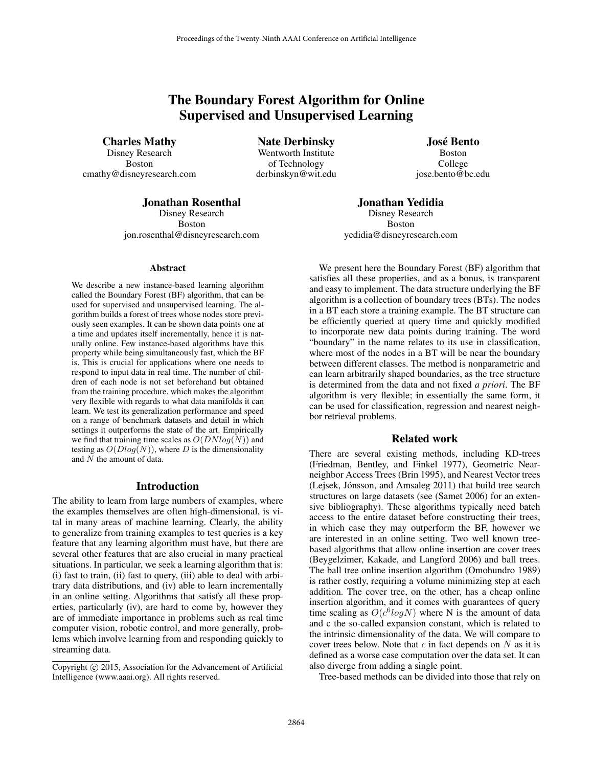# The Boundary Forest Algorithm for Online Supervised and Unsupervised Learning

**Charles Mathy**
Disney Research
Boston
cmathy@disneyresearch.com

**Nate Derbinsky**
Wentworth Institute of Technology
derbinskyn@wit.edu

**José Bento**
Boston College
jose.bento@bc.edu

**Jonathan Rosenthal**
Disney Research
Boston
jon.rosenthal@disneyresearch.com

**Jonathan Yedidia**
Disney Research
Boston
yedidia@disneyresearch.com

## Abstract

We describe a new instance-based learning algorithm called the Boundary Forest (BF) algorithm, that can be used for supervised and unsupervised learning. The algorithm builds a forest of trees whose nodes store previously seen examples. It can be shown data points one at a time and updates itself incrementally, hence it is naturally online. Few instance-based algorithms have this property while being simultaneously fast, which the BF is. This is crucial for applications where one needs to respond to input data in real time. The number of children of each node is not set beforehand but obtained from the training procedure, which makes the algorithm very flexible with regards to what data manifolds it can learn. We test its generalization performance and speed on a range of benchmark datasets and detail in which settings it outperforms the state of the art. Empirically we find that training time scales as $O(DNlog(N))$ and testing as $O(Dlog(N))$, where $D$ is the dimensionality and $N$ the amount of data.

## Introduction

The ability to learn from large numbers of examples, where the examples themselves are often high-dimensional, is vital in many areas of machine learning. Clearly, the ability to generalize from training examples to test queries is a key feature that any learning algorithm must have, but there are several other features that are also crucial in many practical situations. In particular, we seek a learning algorithm that is: (i) fast to train, (ii) fast to query, (iii) able to deal with arbitrary data distributions, and (iv) able to learn incrementally in an online setting. Algorithms that satisfy all these properties, particularly (iv), are hard to come by, however they are of immediate importance in problems such as real time computer vision, robotic control, and more generally, problems which involve learning from and responding quickly to streaming data.

We present here the Boundary Forest (BF) algorithm that satisfies all these properties, and as a bonus, is transparent and easy to implement. The data structure underlying the BF algorithm is a collection of boundary trees (BTs). The nodes in a BT each store a training example. The BT structure can be efficiently queried at query time and quickly modified to incorporate new data points during training. The word "boundary" in the name relates to its use in classification, where most of the nodes in a BT will be near the boundary between different classes. The method is nonparametric and can learn arbitrarily shaped boundaries, as the tree structure is determined from the data and not fixed *a priori*. The BF algorithm is very flexible; in essentially the same form, it can be used for classification, regression and nearest neighbor retrieval problems.

## Related work

There are several existing methods, including KD-trees (Friedman, Bentley, and Finkel 1977), Geometric Near-neighbor Access Trees (Brin 1995), and Nearest Vector trees (Lejsek, Jónsson, and Amsaleg 2011) that build tree search structures on large datasets (see (Samet 2006) for an extensive bibliography). These algorithms typically need batch access to the entire dataset before constructing their trees, in which case they may outperform the BF, however we are interested in an online setting. Two well known tree-based algorithms that allow online insertion are cover trees (Beygelzimer, Kakade, and Langford 2006) and ball trees. The ball tree online insertion algorithm (Omohundro 1989) is rather costly, requiring a volume minimizing step at each addition. The cover tree, on the other, has a cheap online insertion algorithm, and it comes with guarantees of query time scaling as $O(c^6 logN)$ where N is the amount of data and c the so-called expansion constant, which is related to the intrinsic dimensionality of the data. We will compare to cover trees below. Note that $c$ in fact depends on $N$ as it is defined as a worse case computation over the data set. It can also diverge from adding a single point.

Tree-based methods can be divided into those that rely on

Copyright © 2015, Association for the Advancement of Artificial Intelligence (www.aaai.org). All rights reserved.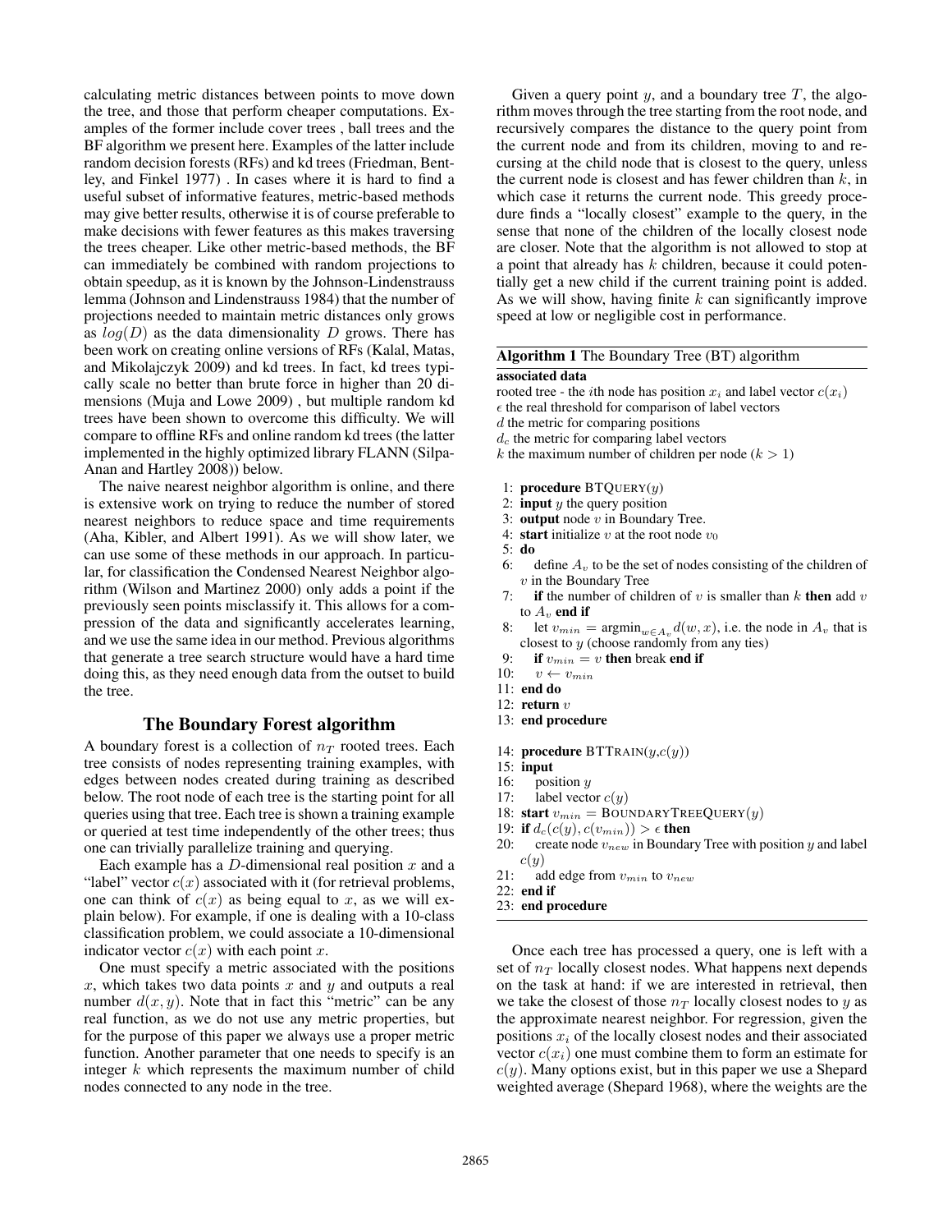calculating metric distances between points to move down the tree, and those that perform cheaper computations. Examples of the former include cover trees , ball trees and the BF algorithm we present here. Examples of the latter include random decision forests (RFs) and kd trees (Friedman, Bentley, and Finkel 1977) . In cases where it is hard to find a useful subset of informative features, metric-based methods may give better results, otherwise it is of course preferable to make decisions with fewer features as this makes traversing the trees cheaper. Like other metric-based methods, the BF can immediately be combined with random projections to obtain speedup, as it is known by the Johnson-Lindenstrauss lemma (Johnson and Lindenstrauss 1984) that the number of projections needed to maintain metric distances only grows as $log(D)$ as the data dimensionality $D$ grows. There has been work on creating online versions of RFs (Kalal, Matas, and Mikolajczyk 2009) and kd trees. In fact, kd trees typically scale no better than brute force in higher than 20 dimensions (Muja and Lowe 2009) , but multiple random kd trees have been shown to overcome this difficulty. We will compare to offline RFs and online random kd trees (the latter implemented in the highly optimized library FLANN (Silpa-Anan and Hartley 2008)) below.

The naive nearest neighbor algorithm is online, and there is extensive work on trying to reduce the number of stored nearest neighbors to reduce space and time requirements (Aha, Kibler, and Albert 1991). As we will show later, we can use some of these methods in our approach. In particular, for classification the Condensed Nearest Neighbor algorithm (Wilson and Martinez 2000) only adds a point if the previously seen points misclassify it. This allows for a compression of the data and significantly accelerates learning, and we use the same idea in our method. Previous algorithms that generate a tree search structure would have a hard time doing this, as they need enough data from the outset to build the tree.

## The Boundary Forest algorithm

A boundary forest is a collection of $n_T$ rooted trees. Each tree consists of nodes representing training examples, with edges between nodes created during training as described below. The root node of each tree is the starting point for all queries using that tree. Each tree is shown a training example or queried at test time independently of the other trees; thus one can trivially parallelize training and querying.

Each example has a $D$-dimensional real position $x$ and a "label" vector $c(x)$ associated with it (for retrieval problems, one can think of $c(x)$ as being equal to $x$, as we will explain below). For example, if one is dealing with a 10-class classification problem, we could associate a 10-dimensional indicator vector $c(x)$ with each point $x$.

One must specify a metric associated with the positions $x$, which takes two data points $x$ and $y$ and outputs a real number $d(x, y)$. Note that in fact this "metric" can be any real function, as we do not use any metric properties, but for the purpose of this paper we always use a proper metric function. Another parameter that one needs to specify is an integer $k$ which represents the maximum number of child nodes connected to any node in the tree.

Given a query point $y$, and a boundary tree $T$, the algorithm moves through the tree starting from the root node, and recursively compares the distance to the query point from the current node and from its children, moving to and recursing at the child node that is closest to the query, unless the current node is closest and has fewer children than $k$, in which case it returns the current node. This greedy procedure finds a "locally closest" example to the query, in the sense that none of the children of the locally closest node are closer. Note that the algorithm is not allowed to stop at a point that already has $k$ children, because it could potentially get a new child if the current training point is added. As we will show, having finite $k$ can significantly improve speed at low or negligible cost in performance.

**Algorithm 1** The Boundary Tree (BT) algorithm

**associated data**
rooted tree - the $i$th node has position $x_i$ and label vector $c(x_i)$
$\epsilon$ the real threshold for comparison of label vectors
$d$ the metric for comparing positions
$d_c$ the metric for comparing label vectors
$k$ the maximum number of children per node ($k > 1$)

```
1:  procedure BTQUERY(y)
2:  input y the query position
3:  output node v in Boundary Tree.
4:  start initialize v at the root node v_0
5:  do
6:      define A_v to be the set of nodes consisting of the children of
        v in the Boundary Tree
7:      if the number of children of v is smaller than k then add v
        to A_v end if
8:      let v_min = argmin_{w ∈ A_v} d(w, x), i.e. the node in A_v that is
        closest to y (choose randomly from any ties)
9:      if v_min = v then break end if
10:     v ← v_min
11: end do
12: return v
13: end procedure

14: procedure BTTRAIN(y,c(y))
15: input
16:     position y
17:     label vector c(y)
18: start v_min = BOUNDARYTREEQUERY(y)
19: if d_c(c(y), c(v_min)) > ε then
20:     create node v_new in Boundary Tree with position y and label
        c(y)
21:     add edge from v_min to v_new
22: end if
23: end procedure
```

Once each tree has processed a query, one is left with a set of $n_T$ locally closest nodes. What happens next depends on the task at hand: if we are interested in retrieval, then we take the closest of those $n_T$ locally closest nodes to $y$ as the approximate nearest neighbor. For regression, given the positions $x_i$ of the locally closest nodes and their associated vector $c(x_i)$ one must combine them to form an estimate for $c(y)$. Many options exist, but in this paper we use a Shepard weighted average (Shepard 1968), where the weights are the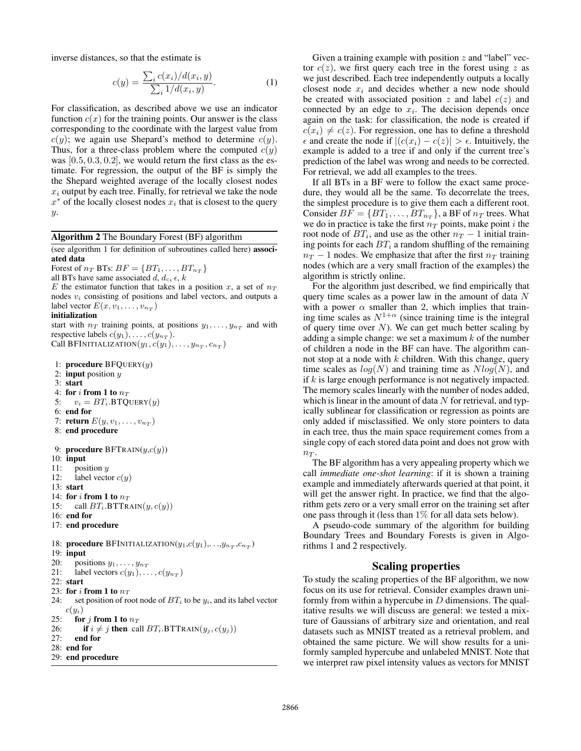inverse distances, so that the estimate is

$$c(y) = \frac{\sum_i c(x_i)/d(x_i, y)}{\sum_i 1/d(x_i, y)}. \quad (1)$$

For classification, as described above we use an indicator function $c(x)$ for the training points. Our answer is the class corresponding to the coordinate with the largest value from $c(y)$; we again use Shepard's method to determine $c(y)$. Thus, for a three-class problem where the computed $c(y)$ was $[0.5, 0.3, 0.2]$, we would return the first class as the estimate. For regression, the output of the BF is simply the the Shepard weighted average of the locally closest nodes $x_i$ output by each tree. Finally, for retrieval we take the node $x^*$ of the locally closest nodes $x_i$ that is closest to the query $y$.

**Algorithm 2** The Boundary Forest (BF) algorithm

(see algorithm 1 for definition of subroutines called here) **associated data**

Forest of $n_T$ BTs: $BF = \{BT_1, \ldots, BT_{n_T}\}$

all BTs have same associated $d$, $d_c$, $\epsilon$, $k$

$E$ the estimator function that takes in a position $x$, a set of $n_T$ nodes $v_i$ consisting of positions and label vectors, and outputs a label vector $E(x, v_1, \ldots, v_{n_T})$

**initialization**

start with $n_T$ training points, at positions $y_1, \ldots, y_{n_T}$ and with respective labels $c(y_1), \ldots, c(y_{n_T})$.

Call BFINITIALIZATION($y_1, c(y_1), \ldots, y_{n_T}, c_{n_T}$)

```
 1: procedure BFQUERY(y)
 2: input position y
 3: start
 4: for i from 1 to n_T
 5:     v_i = BT_i.BTQUERY(y)
 6: end for
 7: return E(y, v_1, ..., v_{n_T})
 8: end procedure

 9: procedure BFTRAIN(y,c(y))
10: input
11:     position y
12:     label vector c(y)
13: start
14: for i from 1 to n_T
15:     call BT_i.BTTRAIN(y, c(y))
16: end for
17: end procedure

18: procedure BFINITIALIZATION(y_1,c(y_1),...,y_{n_T},c_{n_T})
19: input
20:     positions y_1, ..., y_{n_T}
21:     label vectors c(y_1), ..., c(y_{n_T})
22: start
23: for i from 1 to n_T
24:     set position of root node of BT_i to be y_i, and its label vector
        c(y_i)
25:     for j from 1 to n_T
26:         if i ≠ j then call BT_i.BTTRAIN(y_j, c(y_j))
27:     end for
28: end for
29: end procedure
```

Given a training example with position $z$ and "label" vector $c(z)$, we first query each tree in the forest using $z$ as we just described. Each tree independently outputs a locally closest node $x_i$ and decides whether a new node should be created with associated position $z$ and label $c(z)$ and connected by an edge to $x_i$. The decision depends once again on the task: for classification, the node is created if $c(x_i) \neq c(z)$. For regression, one has to define a threshold $\epsilon$ and create the node if $|(c(x_i) - c(z)| > \epsilon$. Intuitively, the example is added to a tree if and only if the current tree's prediction of the label was wrong and needs to be corrected. For retrieval, we add all examples to the trees.

If all BTs in a BF were to follow the exact same procedure, they would all be the same. To decorrelate the trees, the simplest procedure is to give them each a different root. Consider $BF = \{BT_1, \ldots, BT_{n_T}\}$, a BF of $n_T$ trees. What we do in practice is take the first $n_T$ points, make point $i$ the root node of $BT_i$, and use as the other $n_T - 1$ initial training points for each $BT_i$ a random shuffling of the remaining $n_T - 1$ nodes. We emphasize that after the first $n_T$ training nodes (which are a very small fraction of the examples) the algorithm is strictly online.

For the algorithm just described, we find empirically that query time scales as a power law in the amount of data $N$ with a power $\alpha$ smaller than 2, which implies that training time scales as $N^{1+\alpha}$ (since training time is the integral of query time over $N$). We can get much better scaling by adding a simple change: we set a maximum $k$ of the number of children a node in the BF can have. The algorithm cannot stop at a node with $k$ children. With this change, query time scales as $log(N)$ and training time as $Nlog(N)$, and if $k$ is large enough performance is not negatively impacted. The memory scales linearly with the number of nodes added, which is linear in the amount of data $N$ for retrieval, and typically sublinear for classification or regression as points are only added if misclassified. We only store pointers to data in each tree, thus the main space requirement comes from a single copy of each stored data point and does not grow with $n_T$.

The BF algorithm has a very appealing property which we call *immediate one-shot learning*: if it is shown a training example and immediately afterwards queried at that point, it will get the answer right. In practice, we find that the algorithm gets zero or a very small error on the training set after one pass through it (less than 1% for all data sets below).

A pseudo-code summary of the algorithm for building Boundary Trees and Boundary Forests is given in Algorithms 1 and 2 respectively.

## Scaling properties

To study the scaling properties of the BF algorithm, we now focus on its use for retrieval. Consider examples drawn uniformly from within a hypercube in $D$ dimensions. The qualitative results we will discuss are general: we tested a mixture of Gaussians of arbitrary size and orientation, and real datasets such as MNIST treated as a retrieval problem, and obtained the same picture. We will show results for a uniformly sampled hypercube and unlabeled MNIST. Note that we interpret raw pixel intensity values as vectors for MNIST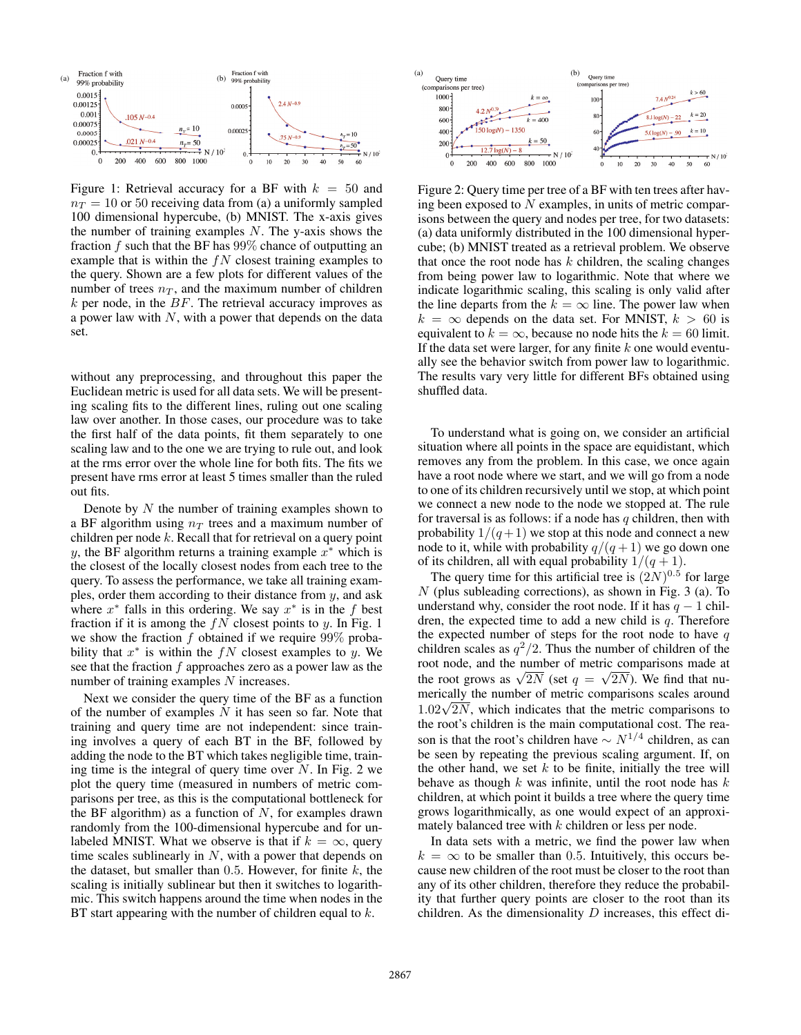Figure 1: Retrieval accuracy for a BF with $k = 50$ and $n_T = 10$ or 50 receiving data from (a) a uniformly sampled 100 dimensional hypercube, (b) MNIST. The x-axis gives the number of training examples $N$. The y-axis shows the fraction $f$ such that the BF has 99% chance of outputting an example that is within the $fN$ closest training examples to the query. Shown are a few plots for different values of the number of trees $n_T$, and the maximum number of children $k$ per node, in the $BF$. The retrieval accuracy improves as a power law with $N$, with a power that depends on the data set.

without any preprocessing, and throughout this paper the Euclidean metric is used for all data sets. We will be presenting scaling fits to the different lines, ruling out one scaling law over another. In those cases, our procedure was to take the first half of the data points, fit them separately to one scaling law and to the one we are trying to rule out, and look at the rms error over the whole line for both fits. The fits we present have rms error at least 5 times smaller than the ruled out fits.

Denote by $N$ the number of training examples shown to a BF algorithm using $n_T$ trees and a maximum number of children per node $k$. Recall that for retrieval on a query point $y$, the BF algorithm returns a training example $x^*$ which is the closest of the locally closest nodes from each tree to the query. To assess the performance, we take all training examples, order them according to their distance from $y$, and ask where $x^*$ falls in this ordering. We say $x^*$ is in the $f$ best fraction if it is among the $fN$ closest points to $y$. In Fig. 1 we show the fraction $f$ obtained if we require 99% probability that $x^*$ is within the $fN$ closest examples to $y$. We see that the fraction $f$ approaches zero as a power law as the number of training examples $N$ increases.

Next we consider the query time of the BF as a function of the number of examples $N$ it has seen so far. Note that training and query time are not independent: since training involves a query of each BT in the BF, followed by adding the node to the BT which takes negligible time, training time is the integral of query time over $N$. In Fig. 2 we plot the query time (measured in numbers of metric comparisons per tree, as this is the computational bottleneck for the BF algorithm) as a function of $N$, for examples drawn randomly from the 100-dimensional hypercube and for unlabeled MNIST. What we observe is that if $k = \infty$, query time scales sublinearly in $N$, with a power that depends on the dataset, but smaller than 0.5. However, for finite $k$, the scaling is initially sublinear but then it switches to logarithmic. This switch happens around the time when nodes in the BT start appearing with the number of children equal to $k$.

Figure 2: Query time per tree of a BF with ten trees after having been exposed to $N$ examples, in units of metric comparisons between the query and nodes per tree, for two datasets: (a) data uniformly distributed in the 100 dimensional hypercube; (b) MNIST treated as a retrieval problem. We observe that once the root node has $k$ children, the scaling changes from being power law to logarithmic. Note that where we indicate logarithmic scaling, this scaling is only valid after the line departs from the $k = \infty$ line. The power law when $k = \infty$ depends on the data set. For MNIST, $k > 60$ is equivalent to $k = \infty$, because no node hits the $k = 60$ limit. If the data set were larger, for any finite $k$ one would eventually see the behavior switch from power law to logarithmic. The results vary very little for different BFs obtained using shuffled data.

To understand what is going on, we consider an artificial situation where all points in the space are equidistant, which removes any from the problem. In this case, we once again have a root node where we start, and we will go from a node to one of its children recursively until we stop, at which point we connect a new node to the node we stopped at. The rule for traversal is as follows: if a node has $q$ children, then with probability $1/(q+1)$ we stop at this node and connect a new node to it, while with probability $q/(q+1)$ we go down one of its children, all with equal probability $1/(q+1)$.

The query time for this artificial tree is $(2N)^{0.5}$ for large $N$ (plus subleading corrections), as shown in Fig. 3 (a). To understand why, consider the root node. If it has $q-1$ children, the expected time to add a new child is $q$. Therefore the expected number of steps for the root node to have $q$ children scales as $q^2/2$. Thus the number of children of the root node, and the number of metric comparisons made at the root grows as $\sqrt{2N}$ (set $q = \sqrt{2N}$). We find that numerically the number of metric comparisons scales around $1.02\sqrt{2N}$, which indicates that the metric comparisons to the root's children is the main computational cost. The reason is that the root's children have $\sim N^{1/4}$ children, as can be seen by repeating the previous scaling argument. If, on the other hand, we set $k$ to be finite, initially the tree will behave as though $k$ was infinite, until the root node has $k$ children, at which point it builds a tree where the query time grows logarithmically, as one would expect of an approximately balanced tree with $k$ children or less per node.

In data sets with a metric, we find the power law when $k = \infty$ to be smaller than 0.5. Intuitively, this occurs because new children of the root must be closer to the root than any of its other children, therefore they reduce the probability that further query points are closer to the root than its children. As the dimensionality $D$ increases, this effect di-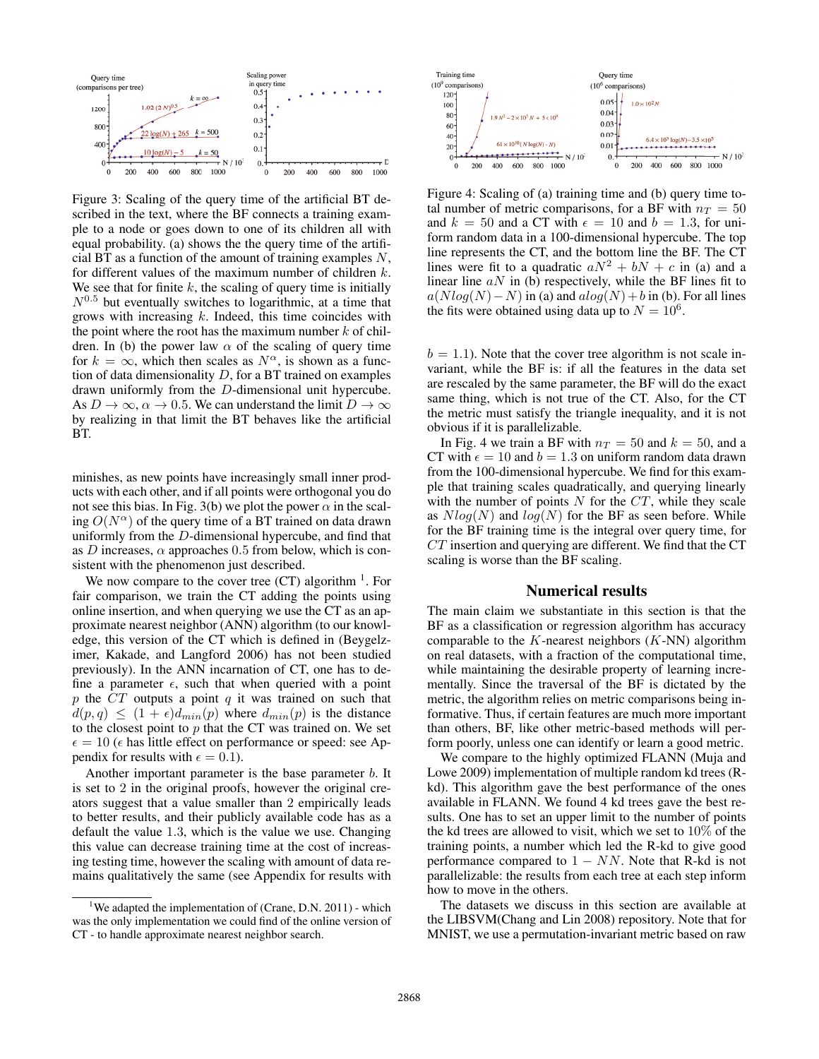Figure 3: Scaling of the query time of the artificial BT described in the text, where the BF connects a training example to a node or goes down to one of its children all with equal probability. (a) shows the the query time of the artificial BT as a function of the amount of training examples $N$, for different values of the maximum number of children $k$. We see that for finite $k$, the scaling of query time is initially $N^{0.5}$ but eventually switches to logarithmic, at a time that grows with increasing $k$. Indeed, this time coincides with the point where the root has the maximum number $k$ of children. In (b) the power law $\alpha$ of the scaling of query time for $k = \infty$, which then scales as $N^{\alpha}$, is shown as a function of data dimensionality $D$, for a BT trained on examples drawn uniformly from the $D$-dimensional unit hypercube. As $D \to \infty$, $\alpha \to 0.5$. We can understand the limit $D \to \infty$ by realizing in that limit the BT behaves like the artificial BT.

minishes, as new points have increasingly small inner products with each other, and if all points were orthogonal you do not see this bias. In Fig. 3(b) we plot the power $\alpha$ in the scaling $O(N^{\alpha})$ of the query time of a BT trained on data drawn uniformly from the $D$-dimensional hypercube, and find that as $D$ increases, $\alpha$ approaches $0.5$ from below, which is consistent with the phenomenon just described.

We now compare to the cover tree (CT) algorithm [1]. For fair comparison, we train the CT adding the points using online insertion, and when querying we use the CT as an approximate nearest neighbor (ANN) algorithm (to our knowledge, this version of the CT which is defined in (Beygelzimer, Kakade, and Langford 2006) has not been studied previously). In the ANN incarnation of CT, one has to define a parameter $\epsilon$, such that when queried with a point $p$ the $CT$ outputs a point $q$ it was trained on such that $d(p, q) \leq (1 + \epsilon) d_{min}(p)$ where $d_{min}(p)$ is the distance to the closest point to $p$ that the CT was trained on. We set $\epsilon = 10$ ($\epsilon$ has little effect on performance or speed: see Appendix for results with $\epsilon = 0.1$).

Another important parameter is the base parameter $b$. It is set to 2 in the original proofs, however the original creators suggest that a value smaller than 2 empirically leads to better results, and their publicly available code has as a default the value 1.3, which is the value we use. Changing this value can decrease training time at the cost of increasing testing time, however the scaling with amount of data remains qualitatively the same (see Appendix for results with $b = 1.1$). Note that the cover tree algorithm is not scale invariant, while the BF is: if all the features in the data set are rescaled by the same parameter, the BF will do the exact same thing, which is not true of the CT. Also, for the CT the metric must satisfy the triangle inequality, and it is not obvious if it is parallelizable.

[1] We adapted the implementation of (Crane, D.N. 2011) - which was the only implementation we could find of the online version of CT - to handle approximate nearest neighbor search.

Figure 4: Scaling of (a) training time and (b) query time total number of metric comparisons, for a BF with $n_T = 50$ and $k = 50$ and a CT with $\epsilon = 10$ and $b = 1.3$, for uniform random data in a 100-dimensional hypercube. The top line represents the CT, and the bottom line the BF. The CT lines were fit to a quadratic $aN^2 + bN + c$ in (a) and a linear line $aN$ in (b) respectively, while the BF lines fit to $a(Nlog(N) - N)$ in (a) and $alog(N) + b$ in (b). For all lines the fits were obtained using data up to $N = 10^6$.

In Fig. 4 we train a BF with $n_T = 50$ and $k = 50$, and a CT with $\epsilon = 10$ and $b = 1.3$ on uniform random data drawn from the 100-dimensional hypercube. We find for this example that training scales quadratically, and querying linearly with the number of points $N$ for the $CT$, while they scale as $Nlog(N)$ and $log(N)$ for the BF as seen before. While for the BF training time is the integral over query time, for $CT$ insertion and querying are different. We find that the CT scaling is worse than the BF scaling.

## Numerical results

The main claim we substantiate in this section is that the BF as a classification or regression algorithm has accuracy comparable to the $K$-nearest neighbors ($K$-NN) algorithm on real datasets, with a fraction of the computational time, while maintaining the desirable property of learning incrementally. Since the traversal of the BF is dictated by the metric, the algorithm relies on metric comparisons being informative. Thus, if certain features are much more important than others, BF, like other metric-based methods will perform poorly, unless one can identify or learn a good metric.

We compare to the highly optimized FLANN (Muja and Lowe 2009) implementation of multiple random kd trees (R-kd). This algorithm gave the best performance of the ones available in FLANN. We found 4 kd trees gave the best results. One has to set an upper limit to the number of points the kd trees are allowed to visit, which we set to 10% of the training points, a number which led the R-kd to give good performance compared to $1 - NN$. Note that R-kd is not parallelizable: the results from each tree at each step inform how to move in the others.

The datasets we discuss in this section are available at the LIBSVM(Chang and Lin 2008) repository. Note that for MNIST, we use a permutation-invariant metric based on raw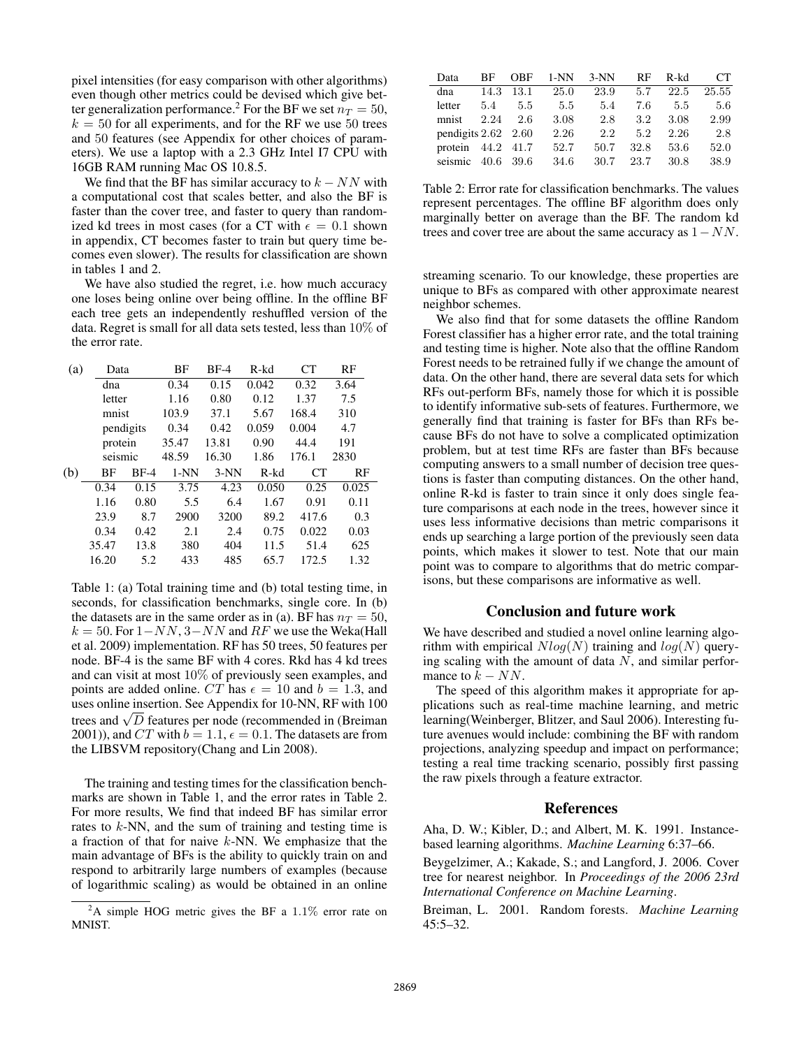pixel intensities (for easy comparison with other algorithms) even though other metrics could be devised which give better generalization performance.[2] For the BF we set $n_T = 50$, $k = 50$ for all experiments, and for the RF we use 50 trees and 50 features (see Appendix for other choices of parameters). We use a laptop with a 2.3 GHz Intel I7 CPU with 16GB RAM running Mac OS 10.8.5.

We find that the BF has similar accuracy to $k - NN$ with a computational cost that scales better, and also the BF is faster than the cover tree, and faster to query than randomized kd trees in most cases (for a CT with $\epsilon = 0.1$ shown in appendix, CT becomes faster to train but query time becomes even slower). The results for classification are shown in tables 1 and 2.

We have also studied the regret, i.e. how much accuracy one loses being online over being offline. In the offline BF each tree gets an independently reshuffled version of the data. Regret is small for all data sets tested, less than 10% of the error rate.

(a)

| Data | BF | BF-4 | R-kd | CT | RF |
|---|---|---|---|---|---|
| dna | 0.34 | 0.15 | 0.042 | 0.32 | 3.64 |
| letter | 1.16 | 0.80 | 0.12 | 1.37 | 7.5 |
| mnist | 103.9 | 37.1 | 5.67 | 168.4 | 310 |
| pendigits | 0.34 | 0.42 | 0.059 | 0.004 | 4.7 |
| protein | 35.47 | 13.81 | 0.90 | 44.4 | 191 |
| seismic | 48.59 | 16.30 | 1.86 | 176.1 | 2830 |

(b)

| BF | BF-4 | 1-NN | 3-NN | R-kd | CT | RF |
|---|---|---|---|---|---|---|
| 0.34 | 0.15 | 3.75 | 4.23 | 0.050 | 0.25 | 0.025 |
| 1.16 | 0.80 | 5.5 | 6.4 | 1.67 | 0.91 | 0.11 |
| 23.9 | 8.7 | 2900 | 3200 | 89.2 | 417.6 | 0.3 |
| 0.34 | 0.42 | 2.1 | 2.4 | 0.75 | 0.022 | 0.03 |
| 35.47 | 13.8 | 380 | 404 | 11.5 | 51.4 | 625 |
| 16.20 | 5.2 | 433 | 485 | 65.7 | 172.5 | 1.32 |

Table 1: (a) Total training time and (b) total testing time, in seconds, for classification benchmarks, single core. In (b) the datasets are in the same order as in (a). BF has $n_T = 50$, $k = 50$. For $1-NN$, $3-NN$ and $RF$ we use the Weka(Hall et al. 2009) implementation. RF has 50 trees, 50 features per node. BF-4 is the same BF with 4 cores. Rkd has 4 kd trees and can visit at most 10% of previously seen examples, and points are added online. $CT$ has $\epsilon = 10$ and $b = 1.3$, and uses online insertion. See Appendix for 10-NN, RF with 100 trees and $\sqrt{D}$ features per node (recommended in (Breiman 2001)), and $CT$ with $b = 1.1$, $\epsilon = 0.1$. The datasets are from the LIBSVM repository(Chang and Lin 2008).

The training and testing times for the classification benchmarks are shown in Table 1, and the error rates in Table 2. For more results, We find that indeed BF has similar error rates to $k$-NN, and the sum of training and testing time is a fraction of that for naive $k$-NN. We emphasize that the main advantage of BFs is the ability to quickly train on and respond to arbitrarily large numbers of examples (because of logarithmic scaling) as would be obtained in an online

[2] A simple HOG metric gives the BF a 1.1% error rate on MNIST.

| Data | BF | OBF | 1-NN | 3-NN | RF | R-kd | CT |
|---|---|---|---|---|---|---|---|
| dna | 14.3 | 13.1 | 25.0 | 23.9 | 5.7 | 22.5 | 25.55 |
| letter | 5.4 | 5.5 | 5.5 | 5.4 | 7.6 | 5.5 | 5.6 |
| mnist | 2.24 | 2.6 | 3.08 | 2.8 | 3.2 | 3.08 | 2.99 |
| pendigits | 2.62 | 2.60 | 2.26 | 2.2 | 5.2 | 2.26 | 2.8 |
| protein | 44.2 | 41.7 | 52.7 | 50.7 | 32.8 | 53.6 | 52.0 |
| seismic | 40.6 | 39.6 | 34.6 | 30.7 | 23.7 | 30.8 | 38.9 |

Table 2: Error rate for classification benchmarks. The values represent percentages. The offline BF algorithm does only marginally better on average than the BF. The random kd trees and cover tree are about the same accuracy as $1-NN$.

streaming scenario. To our knowledge, these properties are unique to BFs as compared with other approximate nearest neighbor schemes.

We also find that for some datasets the offline Random Forest classifier has a higher error rate, and the total training and testing time is higher. Note also that the offline Random Forest needs to be retrained fully if we change the amount of data. On the other hand, there are several data sets for which RFs out-perform BFs, namely those for which it is possible to identify informative sub-sets of features. Furthermore, we generally find that training is faster for BFs than RFs because BFs do not have to solve a complicated optimization problem, but at test time RFs are faster than BFs because computing answers to a small number of decision tree questions is faster than computing distances. On the other hand, online R-kd is faster to train since it only does single feature comparisons at each node in the trees, however since it uses less informative decisions than metric comparisons it ends up searching a large portion of the previously seen data points, which makes it slower to test. Note that our main point was to compare to algorithms that do metric comparisons, but these comparisons are informative as well.

## Conclusion and future work

We have described and studied a novel online learning algorithm with empirical $Nlog(N)$ training and $log(N)$ querying scaling with the amount of data $N$, and similar performance to $k - NN$.

The speed of this algorithm makes it appropriate for applications such as real-time machine learning, and metric learning(Weinberger, Blitzer, and Saul 2006). Interesting future avenues would include: combining the BF with random projections, analyzing speedup and impact on performance; testing a real time tracking scenario, possibly first passing the raw pixels through a feature extractor.

## References

Aha, D. W.; Kibler, D.; and Albert, M. K. 1991. Instance-based learning algorithms. *Machine Learning* 6:37–66.

Beygelzimer, A.; Kakade, S.; and Langford, J. 2006. Cover tree for nearest neighbor. In *Proceedings of the 2006 23rd International Conference on Machine Learning*.

Breiman, L. 2001. Random forests. *Machine Learning* 45:5–32.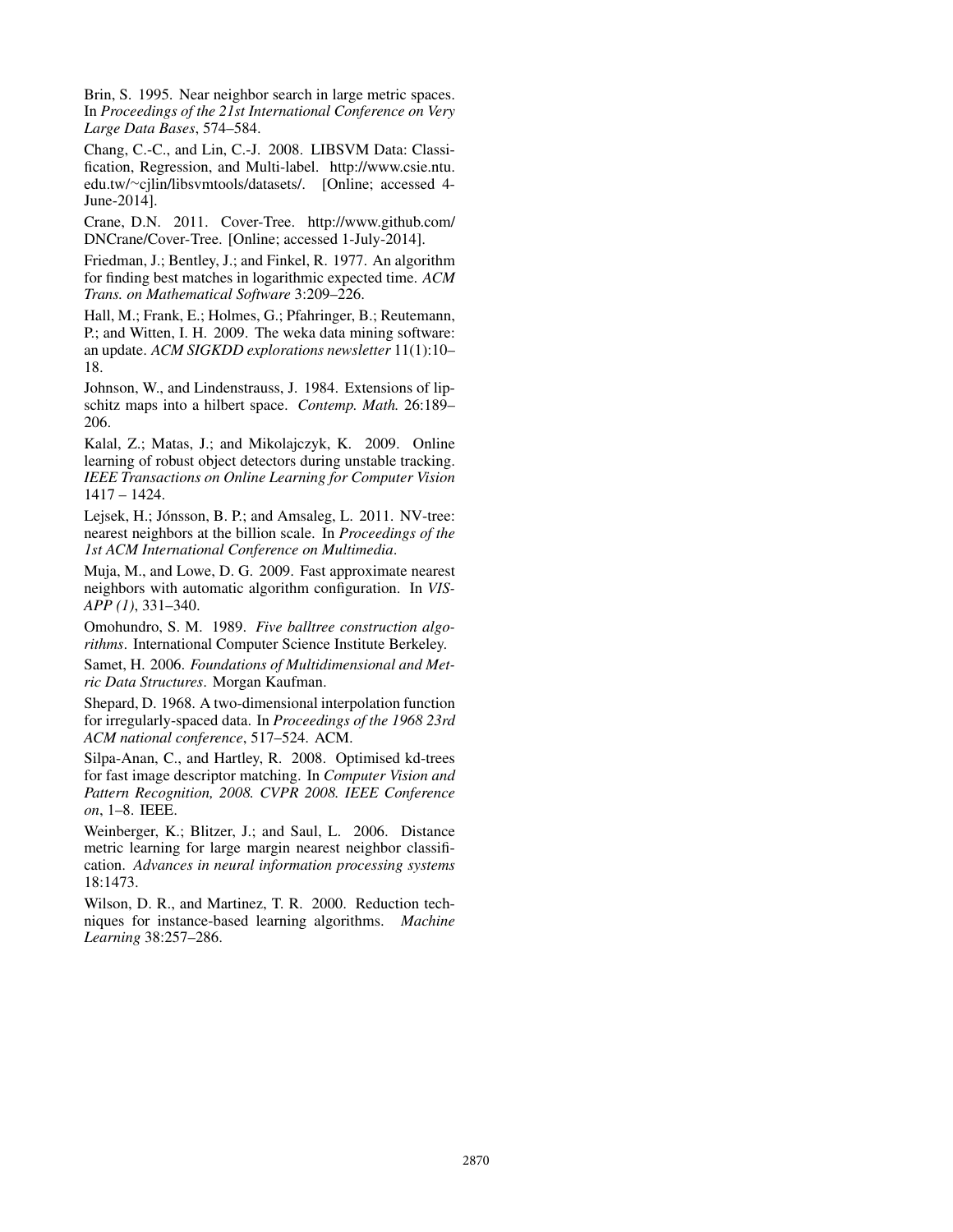Brin, S. 1995. Near neighbor search in large metric spaces. In *Proceedings of the 21st International Conference on Very Large Data Bases*, 574–584.

Chang, C.-C., and Lin, C.-J. 2008. LIBSVM Data: Classification, Regression, and Multi-label. http://www.csie.ntu.edu.tw/~cjlin/libsvmtools/datasets/. [Online; accessed 4-June-2014].

Crane, D.N. 2011. Cover-Tree. http://www.github.com/DNCrane/Cover-Tree. [Online; accessed 1-July-2014].

Friedman, J.; Bentley, J.; and Finkel, R. 1977. An algorithm for finding best matches in logarithmic expected time. *ACM Trans. on Mathematical Software* 3:209–226.

Hall, M.; Frank, E.; Holmes, G.; Pfahringer, B.; Reutemann, P.; and Witten, I. H. 2009. The weka data mining software: an update. *ACM SIGKDD explorations newsletter* 11(1):10–18.

Johnson, W., and Lindenstrauss, J. 1984. Extensions of lipschitz maps into a hilbert space. *Contemp. Math.* 26:189–206.

Kalal, Z.; Matas, J.; and Mikolajczyk, K. 2009. Online learning of robust object detectors during unstable tracking. *IEEE Transactions on Online Learning for Computer Vision* 1417 – 1424.

Lejsek, H.; Jónsson, B. P.; and Amsaleg, L. 2011. NV-tree: nearest neighbors at the billion scale. In *Proceedings of the 1st ACM International Conference on Multimedia*.

Muja, M., and Lowe, D. G. 2009. Fast approximate nearest neighbors with automatic algorithm configuration. In *VISAPP (1)*, 331–340.

Omohundro, S. M. 1989. *Five balltree construction algorithms*. International Computer Science Institute Berkeley.

Samet, H. 2006. *Foundations of Multidimensional and Metric Data Structures*. Morgan Kaufman.

Shepard, D. 1968. A two-dimensional interpolation function for irregularly-spaced data. In *Proceedings of the 1968 23rd ACM national conference*, 517–524. ACM.

Silpa-Anan, C., and Hartley, R. 2008. Optimised kd-trees for fast image descriptor matching. In *Computer Vision and Pattern Recognition, 2008. CVPR 2008. IEEE Conference on*, 1–8. IEEE.

Weinberger, K.; Blitzer, J.; and Saul, L. 2006. Distance metric learning for large margin nearest neighbor classification. *Advances in neural information processing systems* 18:1473.

Wilson, D. R., and Martinez, T. R. 2000. Reduction techniques for instance-based learning algorithms. *Machine Learning* 38:257–286.